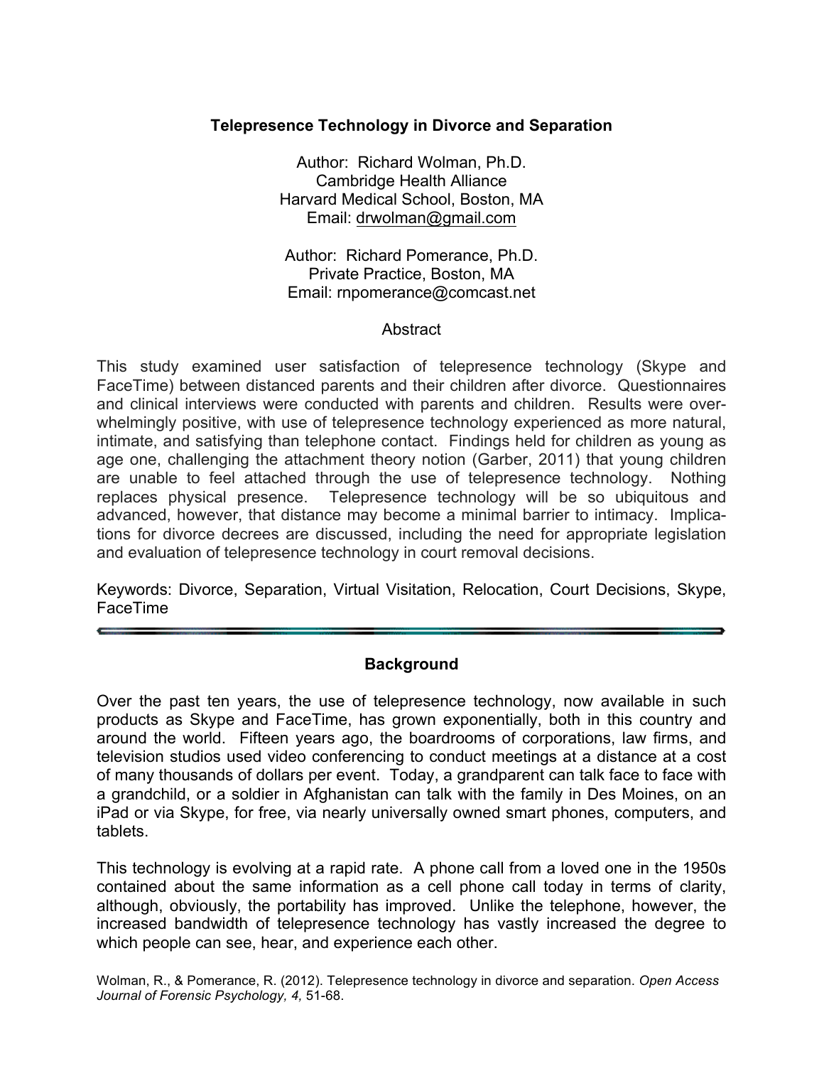# Telepresence Technology in Divorce and Separation

Author: Richard Wolman, Ph.D.
Cambridge Health Alliance
Harvard Medical School, Boston, MA
Email: drwolman@gmail.com

Author: Richard Pomerance, Ph.D.
Private Practice, Boston, MA
Email: rnpomerance@comcast.net

## Abstract

This study examined user satisfaction of telepresence technology (Skype and FaceTime) between distanced parents and their children after divorce. Questionnaires and clinical interviews were conducted with parents and children. Results were overwhelmingly positive, with use of telepresence technology experienced as more natural, intimate, and satisfying than telephone contact. Findings held for children as young as age one, challenging the attachment theory notion (Garber, 2011) that young children are unable to feel attached through the use of telepresence technology. Nothing replaces physical presence. Telepresence technology will be so ubiquitous and advanced, however, that distance may become a minimal barrier to intimacy. Implications for divorce decrees are discussed, including the need for appropriate legislation and evaluation of telepresence technology in court removal decisions.

Keywords: Divorce, Separation, Virtual Visitation, Relocation, Court Decisions, Skype, FaceTime

---

## Background

Over the past ten years, the use of telepresence technology, now available in such products as Skype and FaceTime, has grown exponentially, both in this country and around the world. Fifteen years ago, the boardrooms of corporations, law firms, and television studios used video conferencing to conduct meetings at a distance at a cost of many thousands of dollars per event. Today, a grandparent can talk face to face with a grandchild, or a soldier in Afghanistan can talk with the family in Des Moines, on an iPad or via Skype, for free, via nearly universally owned smart phones, computers, and tablets.

This technology is evolving at a rapid rate. A phone call from a loved one in the 1950s contained about the same information as a cell phone call today in terms of clarity, although, obviously, the portability has improved. Unlike the telephone, however, the increased bandwidth of telepresence technology has vastly increased the degree to which people can see, hear, and experience each other.

Wolman, R., & Pomerance, R. (2012). Telepresence technology in divorce and separation. *Open Access Journal of Forensic Psychology, 4,* 51-68.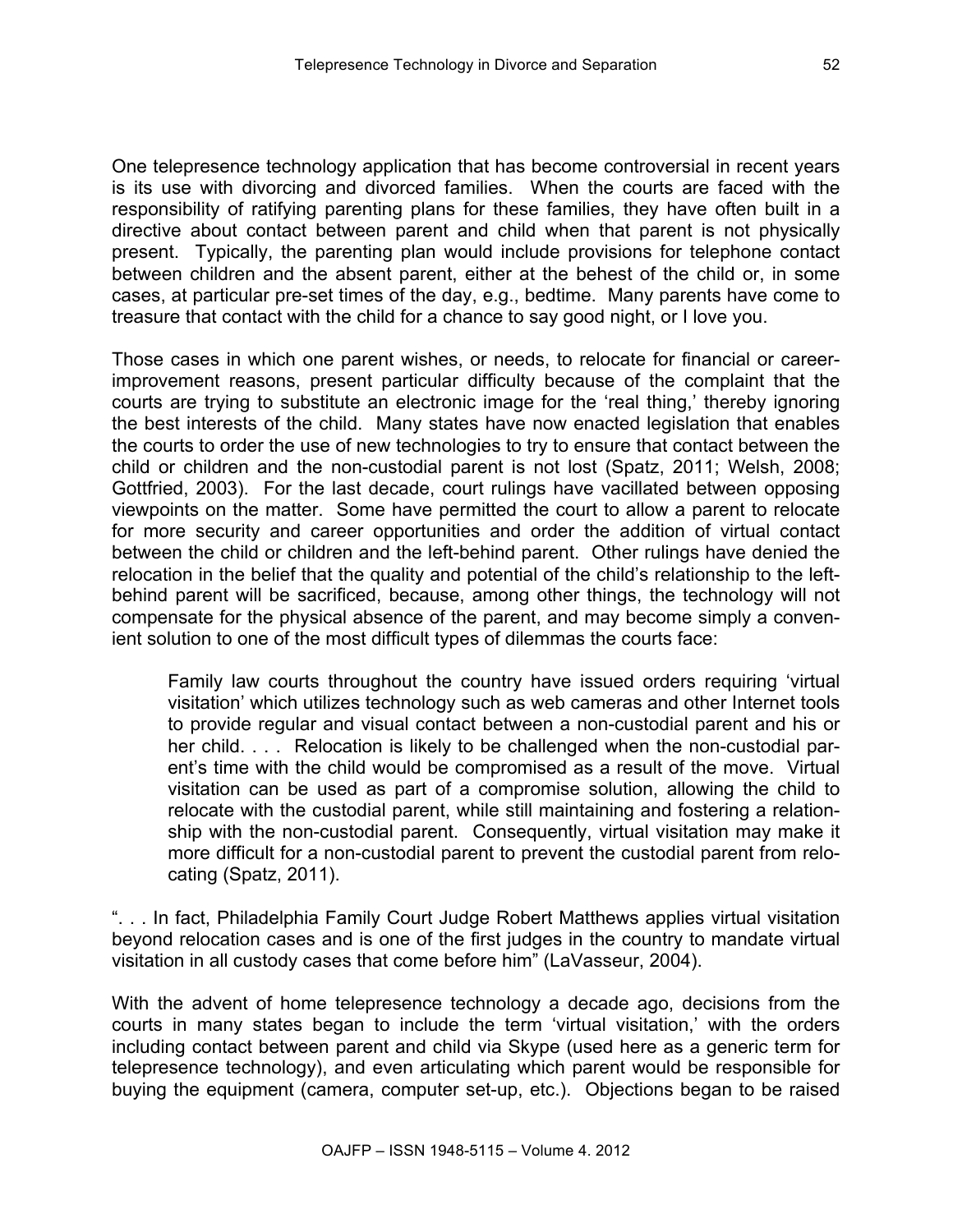One telepresence technology application that has become controversial in recent years is its use with divorcing and divorced families. When the courts are faced with the responsibility of ratifying parenting plans for these families, they have often built in a directive about contact between parent and child when that parent is not physically present. Typically, the parenting plan would include provisions for telephone contact between children and the absent parent, either at the behest of the child or, in some cases, at particular pre-set times of the day, e.g., bedtime. Many parents have come to treasure that contact with the child for a chance to say good night, or I love you.

Those cases in which one parent wishes, or needs, to relocate for financial or career-improvement reasons, present particular difficulty because of the complaint that the courts are trying to substitute an electronic image for the 'real thing,' thereby ignoring the best interests of the child. Many states have now enacted legislation that enables the courts to order the use of new technologies to try to ensure that contact between the child or children and the non-custodial parent is not lost (Spatz, 2011; Welsh, 2008; Gottfried, 2003). For the last decade, court rulings have vacillated between opposing viewpoints on the matter. Some have permitted the court to allow a parent to relocate for more security and career opportunities and order the addition of virtual contact between the child or children and the left-behind parent. Other rulings have denied the relocation in the belief that the quality and potential of the child's relationship to the left-behind parent will be sacrificed, because, among other things, the technology will not compensate for the physical absence of the parent, and may become simply a convenient solution to one of the most difficult types of dilemmas the courts face:

> Family law courts throughout the country have issued orders requiring 'virtual visitation' which utilizes technology such as web cameras and other Internet tools to provide regular and visual contact between a non-custodial parent and his or her child. . . . Relocation is likely to be challenged when the non-custodial parent's time with the child would be compromised as a result of the move. Virtual visitation can be used as part of a compromise solution, allowing the child to relocate with the custodial parent, while still maintaining and fostering a relationship with the non-custodial parent. Consequently, virtual visitation may make it more difficult for a non-custodial parent to prevent the custodial parent from relocating (Spatz, 2011).

". . . In fact, Philadelphia Family Court Judge Robert Matthews applies virtual visitation beyond relocation cases and is one of the first judges in the country to mandate virtual visitation in all custody cases that come before him" (LaVasseur, 2004).

With the advent of home telepresence technology a decade ago, decisions from the courts in many states began to include the term 'virtual visitation,' with the orders including contact between parent and child via Skype (used here as a generic term for telepresence technology), and even articulating which parent would be responsible for buying the equipment (camera, computer set-up, etc.). Objections began to be raised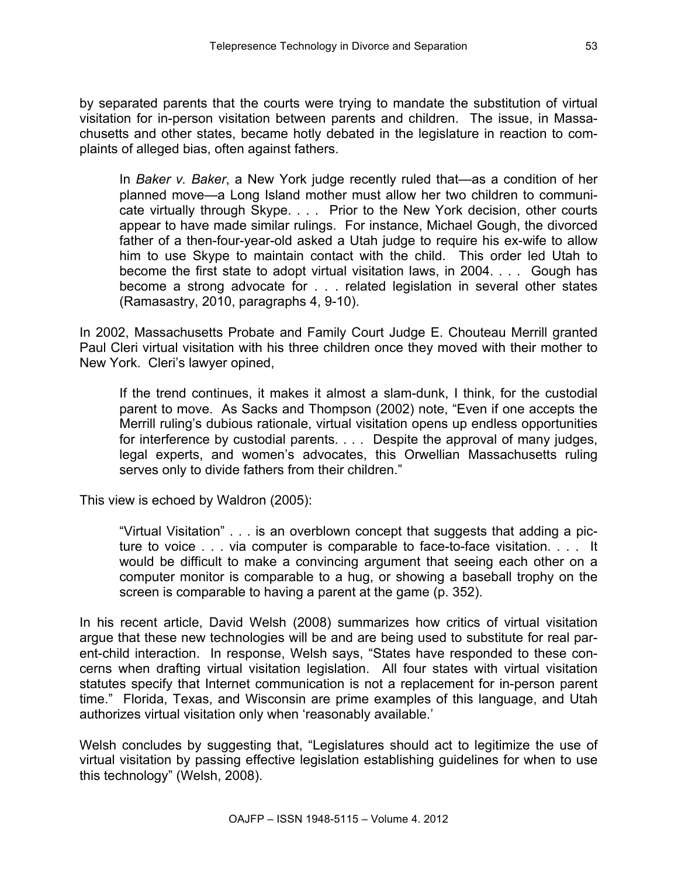by separated parents that the courts were trying to mandate the substitution of virtual visitation for in-person visitation between parents and children. The issue, in Massachusetts and other states, became hotly debated in the legislature in reaction to complaints of alleged bias, often against fathers.

> In *Baker v. Baker*, a New York judge recently ruled that—as a condition of her planned move—a Long Island mother must allow her two children to communicate virtually through Skype. . . . Prior to the New York decision, other courts appear to have made similar rulings. For instance, Michael Gough, the divorced father of a then-four-year-old asked a Utah judge to require his ex-wife to allow him to use Skype to maintain contact with the child. This order led Utah to become the first state to adopt virtual visitation laws, in 2004. . . . Gough has become a strong advocate for . . . related legislation in several other states (Ramasastry, 2010, paragraphs 4, 9-10).

In 2002, Massachusetts Probate and Family Court Judge E. Chouteau Merrill granted Paul Cleri virtual visitation with his three children once they moved with their mother to New York. Cleri's lawyer opined,

> If the trend continues, it makes it almost a slam-dunk, I think, for the custodial parent to move. As Sacks and Thompson (2002) note, "Even if one accepts the Merrill ruling's dubious rationale, virtual visitation opens up endless opportunities for interference by custodial parents. . . . Despite the approval of many judges, legal experts, and women's advocates, this Orwellian Massachusetts ruling serves only to divide fathers from their children."

This view is echoed by Waldron (2005):

> "Virtual Visitation" . . . is an overblown concept that suggests that adding a picture to voice . . . via computer is comparable to face-to-face visitation. . . . It would be difficult to make a convincing argument that seeing each other on a computer monitor is comparable to a hug, or showing a baseball trophy on the screen is comparable to having a parent at the game (p. 352).

In his recent article, David Welsh (2008) summarizes how critics of virtual visitation argue that these new technologies will be and are being used to substitute for real parent-child interaction. In response, Welsh says, "States have responded to these concerns when drafting virtual visitation legislation. All four states with virtual visitation statutes specify that Internet communication is not a replacement for in-person parent time." Florida, Texas, and Wisconsin are prime examples of this language, and Utah authorizes virtual visitation only when 'reasonably available.'

Welsh concludes by suggesting that, "Legislatures should act to legitimize the use of virtual visitation by passing effective legislation establishing guidelines for when to use this technology" (Welsh, 2008).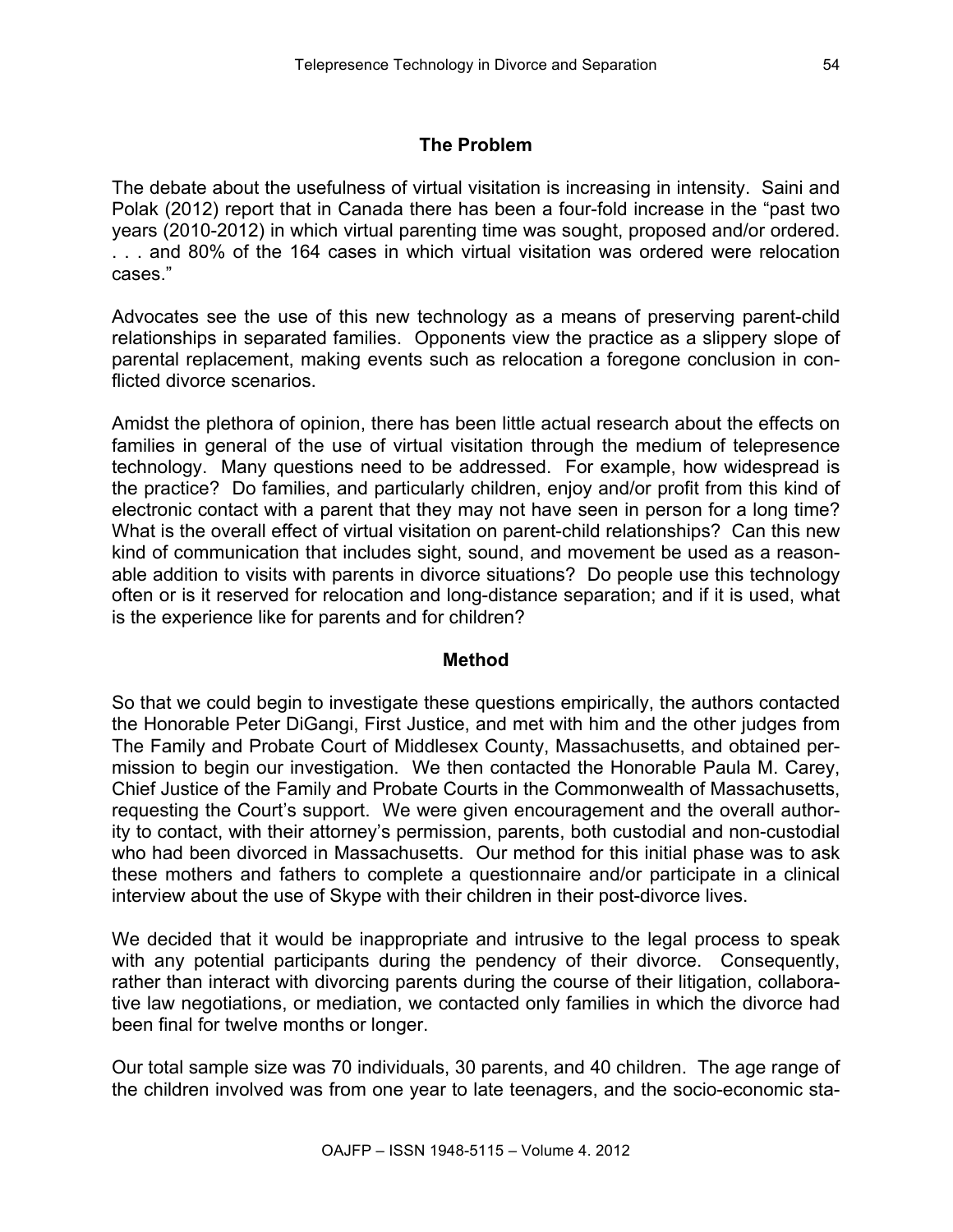## The Problem

The debate about the usefulness of virtual visitation is increasing in intensity. Saini and Polak (2012) report that in Canada there has been a four-fold increase in the "past two years (2010-2012) in which virtual parenting time was sought, proposed and/or ordered. . . . and 80% of the 164 cases in which virtual visitation was ordered were relocation cases."

Advocates see the use of this new technology as a means of preserving parent-child relationships in separated families. Opponents view the practice as a slippery slope of parental replacement, making events such as relocation a foregone conclusion in conflicted divorce scenarios.

Amidst the plethora of opinion, there has been little actual research about the effects on families in general of the use of virtual visitation through the medium of telepresence technology. Many questions need to be addressed. For example, how widespread is the practice? Do families, and particularly children, enjoy and/or profit from this kind of electronic contact with a parent that they may not have seen in person for a long time? What is the overall effect of virtual visitation on parent-child relationships? Can this new kind of communication that includes sight, sound, and movement be used as a reasonable addition to visits with parents in divorce situations? Do people use this technology often or is it reserved for relocation and long-distance separation; and if it is used, what is the experience like for parents and for children?

## Method

So that we could begin to investigate these questions empirically, the authors contacted the Honorable Peter DiGangi, First Justice, and met with him and the other judges from The Family and Probate Court of Middlesex County, Massachusetts, and obtained permission to begin our investigation. We then contacted the Honorable Paula M. Carey, Chief Justice of the Family and Probate Courts in the Commonwealth of Massachusetts, requesting the Court's support. We were given encouragement and the overall authority to contact, with their attorney's permission, parents, both custodial and non-custodial who had been divorced in Massachusetts. Our method for this initial phase was to ask these mothers and fathers to complete a questionnaire and/or participate in a clinical interview about the use of Skype with their children in their post-divorce lives.

We decided that it would be inappropriate and intrusive to the legal process to speak with any potential participants during the pendency of their divorce. Consequently, rather than interact with divorcing parents during the course of their litigation, collaborative law negotiations, or mediation, we contacted only families in which the divorce had been final for twelve months or longer.

Our total sample size was 70 individuals, 30 parents, and 40 children. The age range of the children involved was from one year to late teenagers, and the socio-economic sta-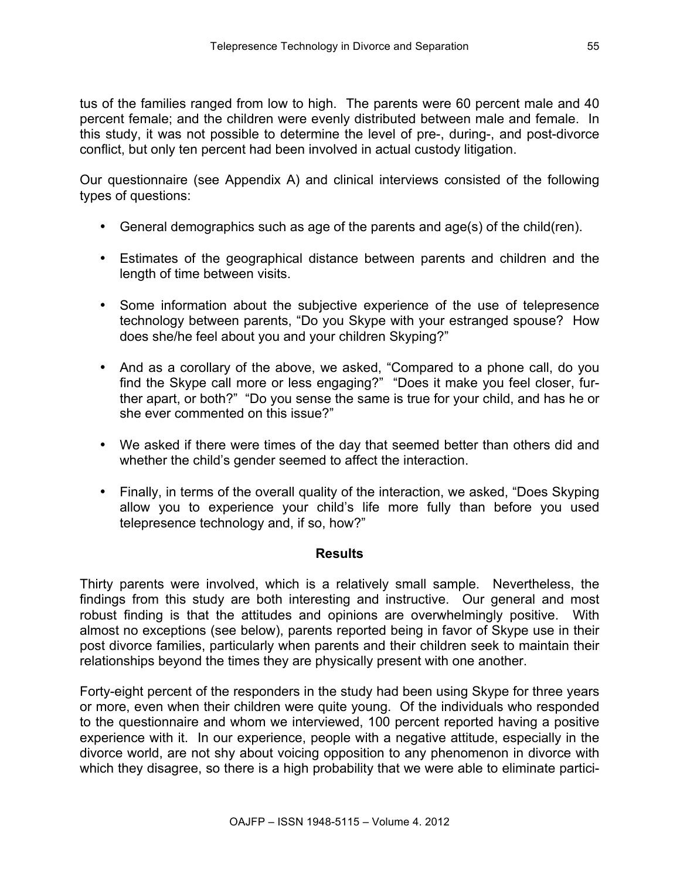tus of the families ranged from low to high. The parents were 60 percent male and 40 percent female; and the children were evenly distributed between male and female. In this study, it was not possible to determine the level of pre-, during-, and post-divorce conflict, but only ten percent had been involved in actual custody litigation.

Our questionnaire (see Appendix A) and clinical interviews consisted of the following types of questions:

- General demographics such as age of the parents and age(s) of the child(ren).
- Estimates of the geographical distance between parents and children and the length of time between visits.
- Some information about the subjective experience of the use of telepresence technology between parents, "Do you Skype with your estranged spouse? How does she/he feel about you and your children Skyping?"
- And as a corollary of the above, we asked, "Compared to a phone call, do you find the Skype call more or less engaging?" "Does it make you feel closer, further apart, or both?" "Do you sense the same is true for your child, and has he or she ever commented on this issue?"
- We asked if there were times of the day that seemed better than others did and whether the child's gender seemed to affect the interaction.
- Finally, in terms of the overall quality of the interaction, we asked, "Does Skyping allow you to experience your child's life more fully than before you used telepresence technology and, if so, how?"

## Results

Thirty parents were involved, which is a relatively small sample. Nevertheless, the findings from this study are both interesting and instructive. Our general and most robust finding is that the attitudes and opinions are overwhelmingly positive. With almost no exceptions (see below), parents reported being in favor of Skype use in their post divorce families, particularly when parents and their children seek to maintain their relationships beyond the times they are physically present with one another.

Forty-eight percent of the responders in the study had been using Skype for three years or more, even when their children were quite young. Of the individuals who responded to the questionnaire and whom we interviewed, 100 percent reported having a positive experience with it. In our experience, people with a negative attitude, especially in the divorce world, are not shy about voicing opposition to any phenomenon in divorce with which they disagree, so there is a high probability that we were able to eliminate partici-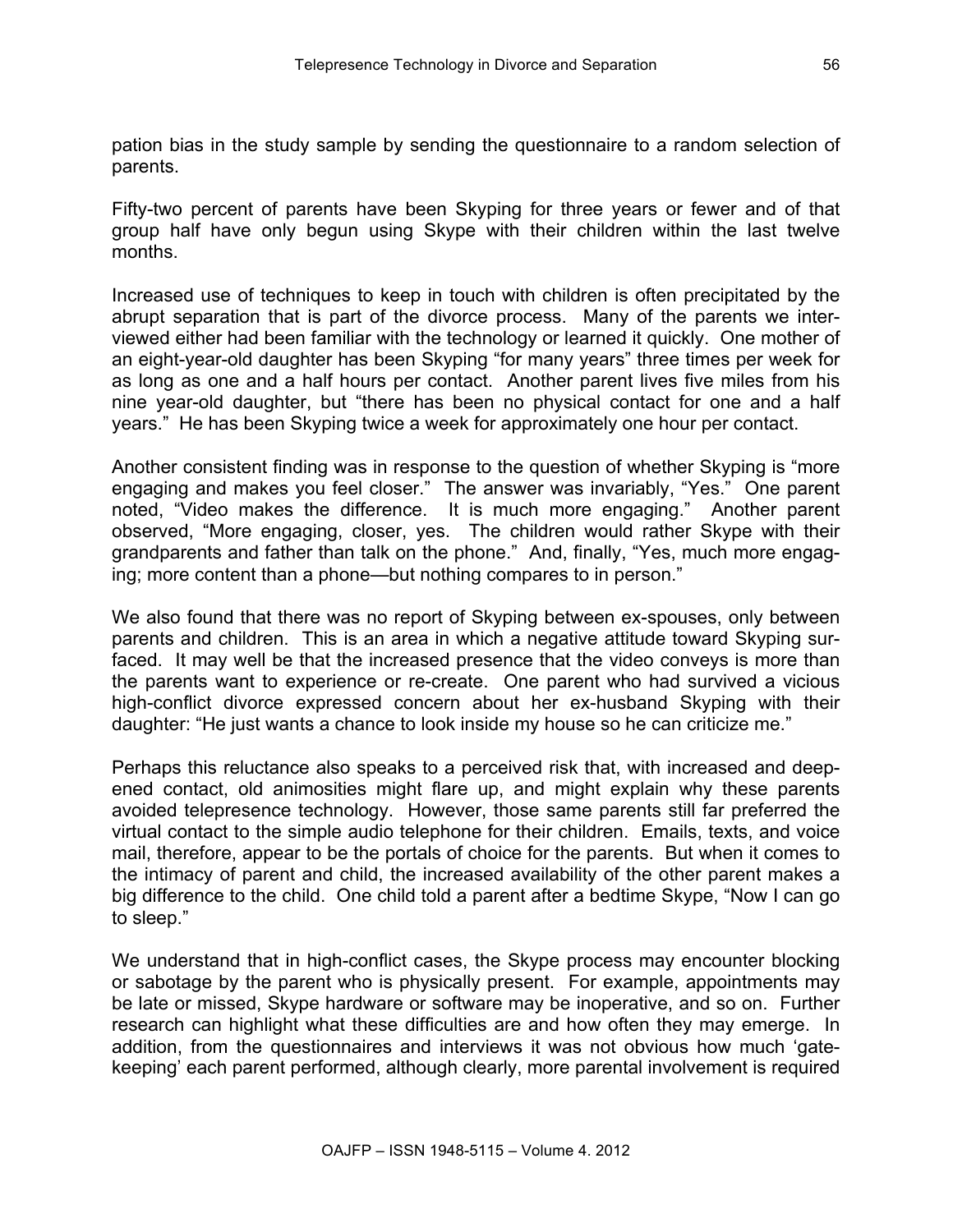pation bias in the study sample by sending the questionnaire to a random selection of parents.

Fifty-two percent of parents have been Skyping for three years or fewer and of that group half have only begun using Skype with their children within the last twelve months.

Increased use of techniques to keep in touch with children is often precipitated by the abrupt separation that is part of the divorce process. Many of the parents we interviewed either had been familiar with the technology or learned it quickly. One mother of an eight-year-old daughter has been Skyping "for many years" three times per week for as long as one and a half hours per contact. Another parent lives five miles from his nine year-old daughter, but "there has been no physical contact for one and a half years." He has been Skyping twice a week for approximately one hour per contact.

Another consistent finding was in response to the question of whether Skyping is "more engaging and makes you feel closer." The answer was invariably, "Yes." One parent noted, "Video makes the difference. It is much more engaging." Another parent observed, "More engaging, closer, yes. The children would rather Skype with their grandparents and father than talk on the phone." And, finally, "Yes, much more engaging; more content than a phone—but nothing compares to in person."

We also found that there was no report of Skyping between ex-spouses, only between parents and children. This is an area in which a negative attitude toward Skyping surfaced. It may well be that the increased presence that the video conveys is more than the parents want to experience or re-create. One parent who had survived a vicious high-conflict divorce expressed concern about her ex-husband Skyping with their daughter: "He just wants a chance to look inside my house so he can criticize me."

Perhaps this reluctance also speaks to a perceived risk that, with increased and deepened contact, old animosities might flare up, and might explain why these parents avoided telepresence technology. However, those same parents still far preferred the virtual contact to the simple audio telephone for their children. Emails, texts, and voice mail, therefore, appear to be the portals of choice for the parents. But when it comes to the intimacy of parent and child, the increased availability of the other parent makes a big difference to the child. One child told a parent after a bedtime Skype, "Now I can go to sleep."

We understand that in high-conflict cases, the Skype process may encounter blocking or sabotage by the parent who is physically present. For example, appointments may be late or missed, Skype hardware or software may be inoperative, and so on. Further research can highlight what these difficulties are and how often they may emerge. In addition, from the questionnaires and interviews it was not obvious how much 'gatekeeping' each parent performed, although clearly, more parental involvement is required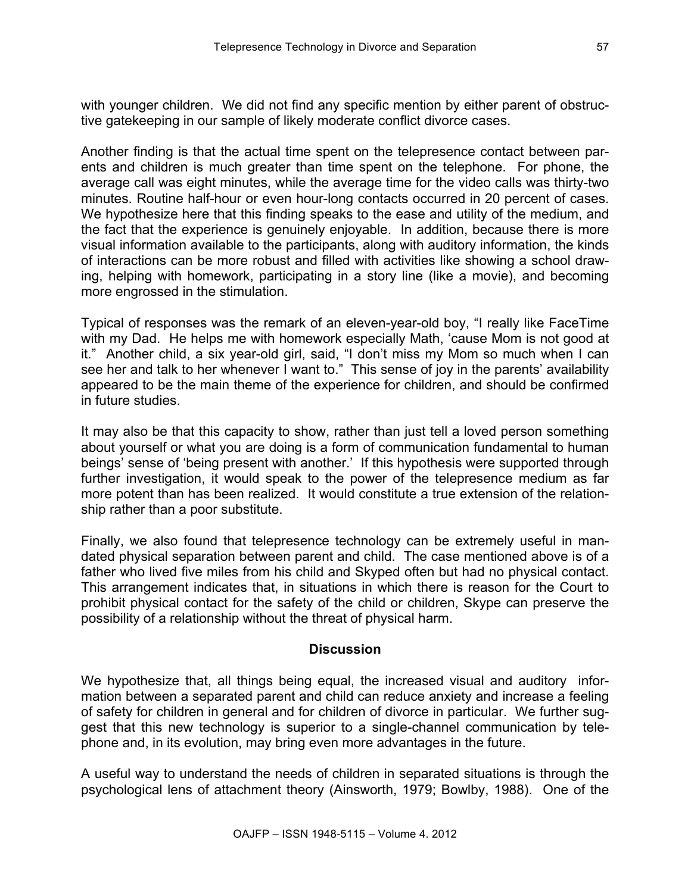with younger children. We did not find any specific mention by either parent of obstructive gatekeeping in our sample of likely moderate conflict divorce cases.

Another finding is that the actual time spent on the telepresence contact between parents and children is much greater than time spent on the telephone. For phone, the average call was eight minutes, while the average time for the video calls was thirty-two minutes. Routine half-hour or even hour-long contacts occurred in 20 percent of cases. We hypothesize here that this finding speaks to the ease and utility of the medium, and the fact that the experience is genuinely enjoyable. In addition, because there is more visual information available to the participants, along with auditory information, the kinds of interactions can be more robust and filled with activities like showing a school drawing, helping with homework, participating in a story line (like a movie), and becoming more engrossed in the stimulation.

Typical of responses was the remark of an eleven-year-old boy, "I really like FaceTime with my Dad. He helps me with homework especially Math, 'cause Mom is not good at it." Another child, a six year-old girl, said, "I don't miss my Mom so much when I can see her and talk to her whenever I want to." This sense of joy in the parents' availability appeared to be the main theme of the experience for children, and should be confirmed in future studies.

It may also be that this capacity to show, rather than just tell a loved person something about yourself or what you are doing is a form of communication fundamental to human beings' sense of 'being present with another.' If this hypothesis were supported through further investigation, it would speak to the power of the telepresence medium as far more potent than has been realized. It would constitute a true extension of the relationship rather than a poor substitute.

Finally, we also found that telepresence technology can be extremely useful in mandated physical separation between parent and child. The case mentioned above is of a father who lived five miles from his child and Skyped often but had no physical contact. This arrangement indicates that, in situations in which there is reason for the Court to prohibit physical contact for the safety of the child or children, Skype can preserve the possibility of a relationship without the threat of physical harm.

## Discussion

We hypothesize that, all things being equal, the increased visual and auditory information between a separated parent and child can reduce anxiety and increase a feeling of safety for children in general and for children of divorce in particular. We further suggest that this new technology is superior to a single-channel communication by telephone and, in its evolution, may bring even more advantages in the future.

A useful way to understand the needs of children in separated situations is through the psychological lens of attachment theory (Ainsworth, 1979; Bowlby, 1988). One of the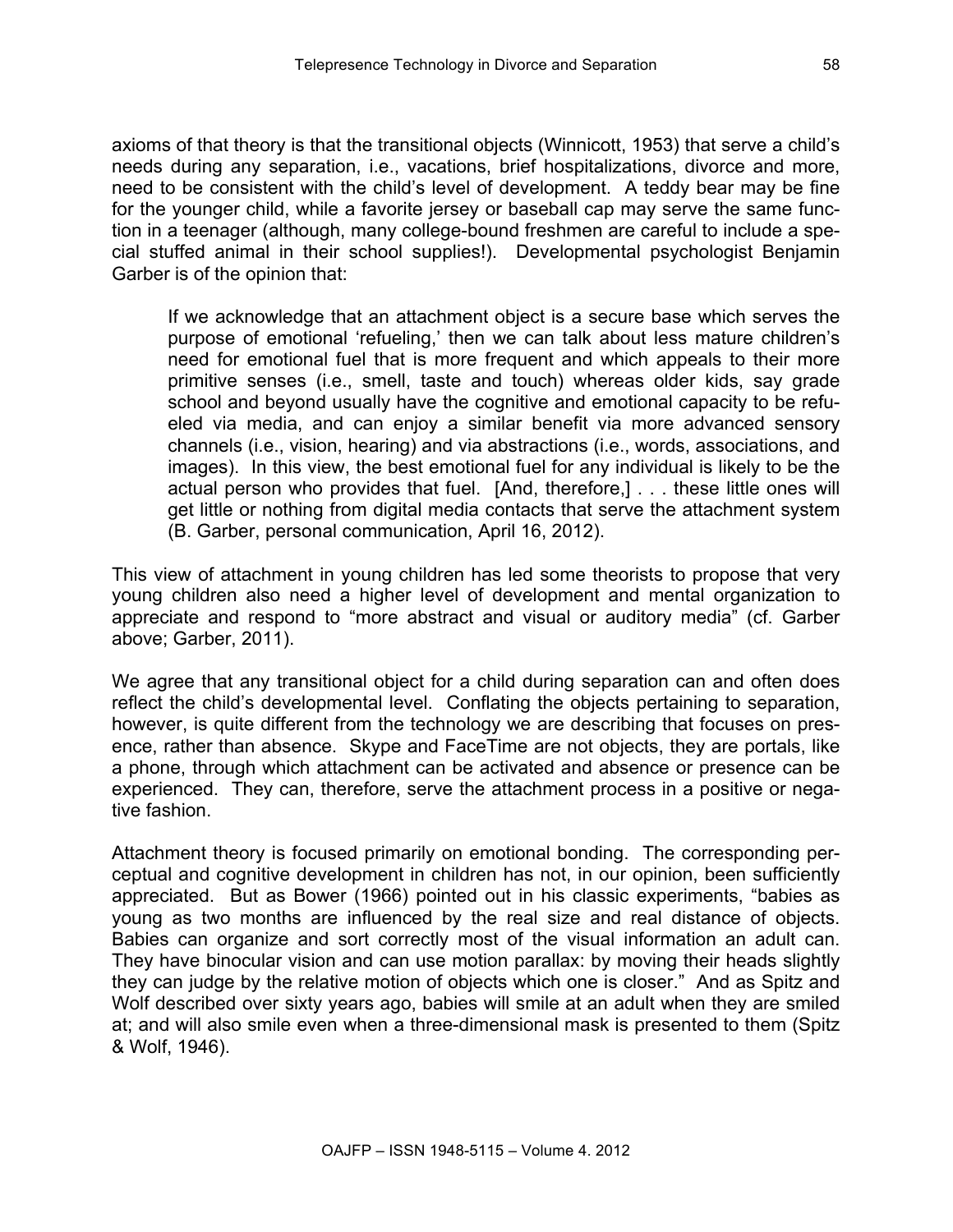axioms of that theory is that the transitional objects (Winnicott, 1953) that serve a child's needs during any separation, i.e., vacations, brief hospitalizations, divorce and more, need to be consistent with the child's level of development. A teddy bear may be fine for the younger child, while a favorite jersey or baseball cap may serve the same function in a teenager (although, many college-bound freshmen are careful to include a special stuffed animal in their school supplies!). Developmental psychologist Benjamin Garber is of the opinion that:

> If we acknowledge that an attachment object is a secure base which serves the purpose of emotional 'refueling,' then we can talk about less mature children's need for emotional fuel that is more frequent and which appeals to their more primitive senses (i.e., smell, taste and touch) whereas older kids, say grade school and beyond usually have the cognitive and emotional capacity to be refueled via media, and can enjoy a similar benefit via more advanced sensory channels (i.e., vision, hearing) and via abstractions (i.e., words, associations, and images). In this view, the best emotional fuel for any individual is likely to be the actual person who provides that fuel. [And, therefore,] . . . these little ones will get little or nothing from digital media contacts that serve the attachment system (B. Garber, personal communication, April 16, 2012).

This view of attachment in young children has led some theorists to propose that very young children also need a higher level of development and mental organization to appreciate and respond to "more abstract and visual or auditory media" (cf. Garber above; Garber, 2011).

We agree that any transitional object for a child during separation can and often does reflect the child's developmental level. Conflating the objects pertaining to separation, however, is quite different from the technology we are describing that focuses on presence, rather than absence. Skype and FaceTime are not objects, they are portals, like a phone, through which attachment can be activated and absence or presence can be experienced. They can, therefore, serve the attachment process in a positive or negative fashion.

Attachment theory is focused primarily on emotional bonding. The corresponding perceptual and cognitive development in children has not, in our opinion, been sufficiently appreciated. But as Bower (1966) pointed out in his classic experiments, "babies as young as two months are influenced by the real size and real distance of objects. Babies can organize and sort correctly most of the visual information an adult can. They have binocular vision and can use motion parallax: by moving their heads slightly they can judge by the relative motion of objects which one is closer." And as Spitz and Wolf described over sixty years ago, babies will smile at an adult when they are smiled at; and will also smile even when a three-dimensional mask is presented to them (Spitz & Wolf, 1946).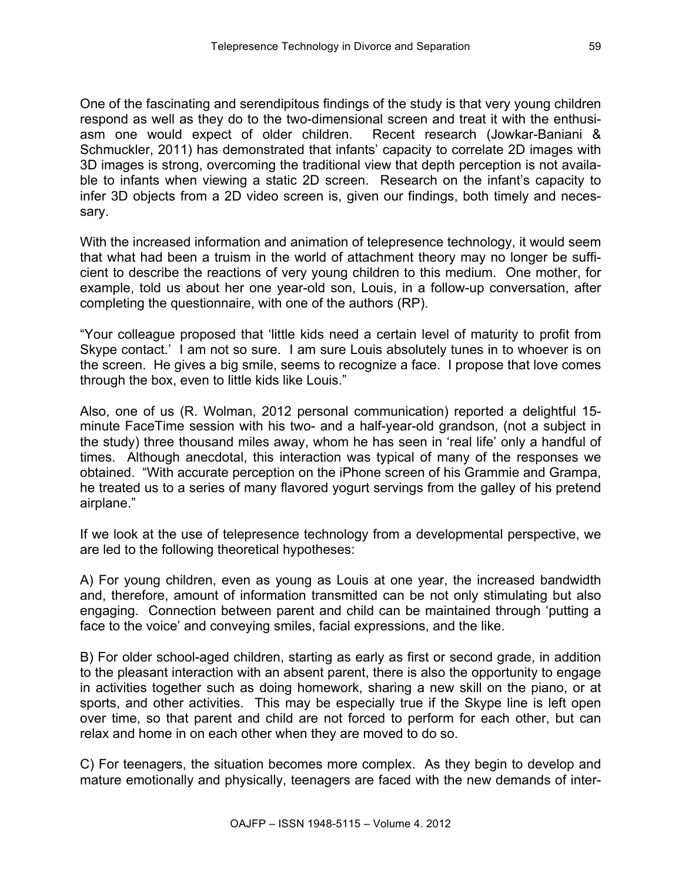One of the fascinating and serendipitous findings of the study is that very young children respond as well as they do to the two-dimensional screen and treat it with the enthusiasm one would expect of older children. Recent research (Jowkar-Baniani & Schmuckler, 2011) has demonstrated that infants' capacity to correlate 2D images with 3D images is strong, overcoming the traditional view that depth perception is not available to infants when viewing a static 2D screen. Research on the infant's capacity to infer 3D objects from a 2D video screen is, given our findings, both timely and necessary.

With the increased information and animation of telepresence technology, it would seem that what had been a truism in the world of attachment theory may no longer be sufficient to describe the reactions of very young children to this medium. One mother, for example, told us about her one year-old son, Louis, in a follow-up conversation, after completing the questionnaire, with one of the authors (RP).

"Your colleague proposed that 'little kids need a certain level of maturity to profit from Skype contact.' I am not so sure. I am sure Louis absolutely tunes in to whoever is on the screen. He gives a big smile, seems to recognize a face. I propose that love comes through the box, even to little kids like Louis."

Also, one of us (R. Wolman, 2012 personal communication) reported a delightful 15-minute FaceTime session with his two- and a half-year-old grandson, (not a subject in the study) three thousand miles away, whom he has seen in 'real life' only a handful of times. Although anecdotal, this interaction was typical of many of the responses we obtained. "With accurate perception on the iPhone screen of his Grammie and Grampa, he treated us to a series of many flavored yogurt servings from the galley of his pretend airplane."

If we look at the use of telepresence technology from a developmental perspective, we are led to the following theoretical hypotheses:

A) For young children, even as young as Louis at one year, the increased bandwidth and, therefore, amount of information transmitted can be not only stimulating but also engaging. Connection between parent and child can be maintained through 'putting a face to the voice' and conveying smiles, facial expressions, and the like.

B) For older school-aged children, starting as early as first or second grade, in addition to the pleasant interaction with an absent parent, there is also the opportunity to engage in activities together such as doing homework, sharing a new skill on the piano, or at sports, and other activities. This may be especially true if the Skype line is left open over time, so that parent and child are not forced to perform for each other, but can relax and home in on each other when they are moved to do so.

C) For teenagers, the situation becomes more complex. As they begin to develop and mature emotionally and physically, teenagers are faced with the new demands of inter-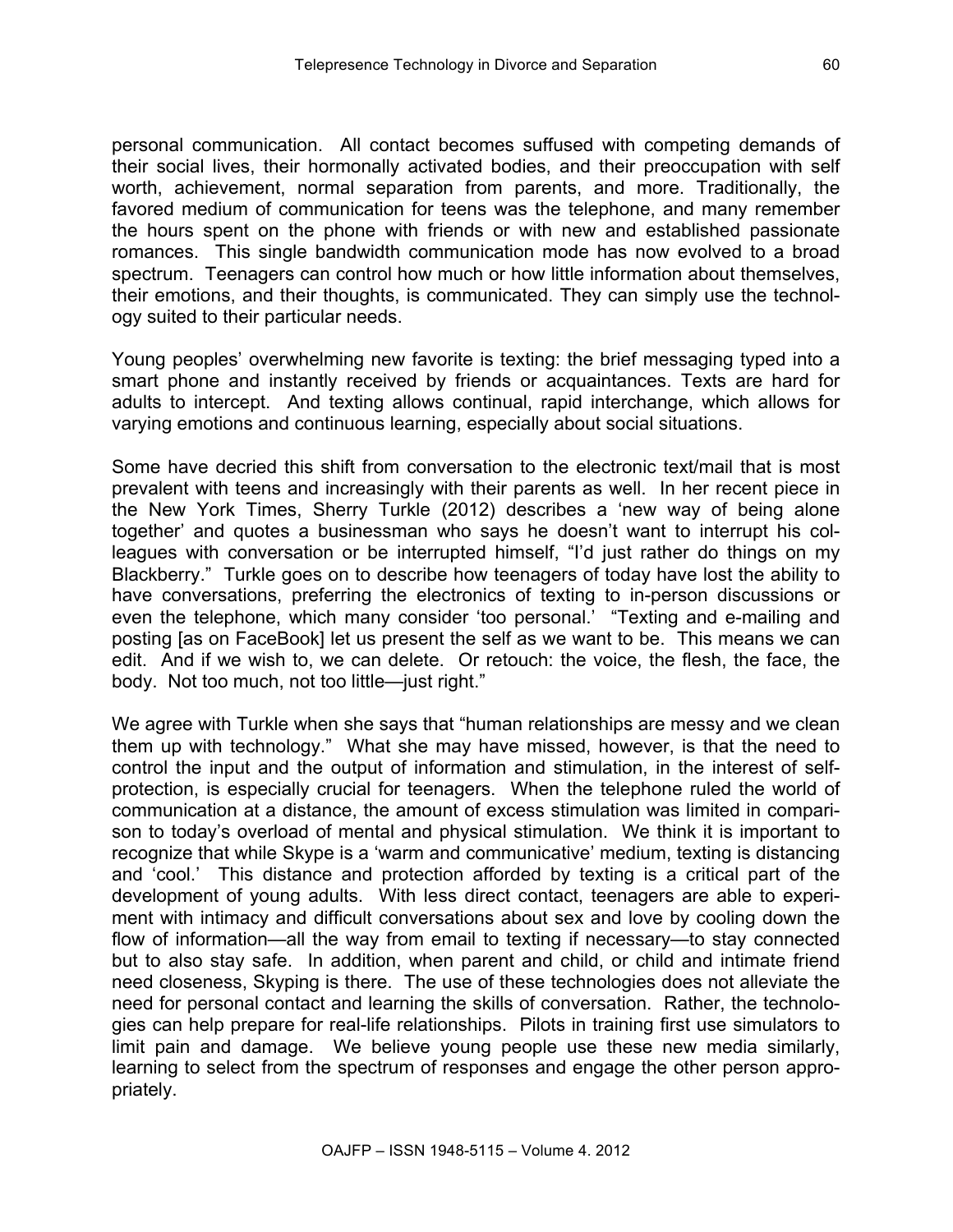personal communication. All contact becomes suffused with competing demands of their social lives, their hormonally activated bodies, and their preoccupation with self worth, achievement, normal separation from parents, and more. Traditionally, the favored medium of communication for teens was the telephone, and many remember the hours spent on the phone with friends or with new and established passionate romances. This single bandwidth communication mode has now evolved to a broad spectrum. Teenagers can control how much or how little information about themselves, their emotions, and their thoughts, is communicated. They can simply use the technology suited to their particular needs.

Young peoples' overwhelming new favorite is texting: the brief messaging typed into a smart phone and instantly received by friends or acquaintances. Texts are hard for adults to intercept. And texting allows continual, rapid interchange, which allows for varying emotions and continuous learning, especially about social situations.

Some have decried this shift from conversation to the electronic text/mail that is most prevalent with teens and increasingly with their parents as well. In her recent piece in the New York Times, Sherry Turkle (2012) describes a 'new way of being alone together' and quotes a businessman who says he doesn't want to interrupt his colleagues with conversation or be interrupted himself, "I'd just rather do things on my Blackberry." Turkle goes on to describe how teenagers of today have lost the ability to have conversations, preferring the electronics of texting to in-person discussions or even the telephone, which many consider 'too personal.' "Texting and e-mailing and posting [as on FaceBook] let us present the self as we want to be. This means we can edit. And if we wish to, we can delete. Or retouch: the voice, the flesh, the face, the body. Not too much, not too little—just right."

We agree with Turkle when she says that "human relationships are messy and we clean them up with technology." What she may have missed, however, is that the need to control the input and the output of information and stimulation, in the interest of self-protection, is especially crucial for teenagers. When the telephone ruled the world of communication at a distance, the amount of excess stimulation was limited in comparison to today's overload of mental and physical stimulation. We think it is important to recognize that while Skype is a 'warm and communicative' medium, texting is distancing and 'cool.' This distance and protection afforded by texting is a critical part of the development of young adults. With less direct contact, teenagers are able to experiment with intimacy and difficult conversations about sex and love by cooling down the flow of information—all the way from email to texting if necessary—to stay connected but to also stay safe. In addition, when parent and child, or child and intimate friend need closeness, Skyping is there. The use of these technologies does not alleviate the need for personal contact and learning the skills of conversation. Rather, the technologies can help prepare for real-life relationships. Pilots in training first use simulators to limit pain and damage. We believe young people use these new media similarly, learning to select from the spectrum of responses and engage the other person appropriately.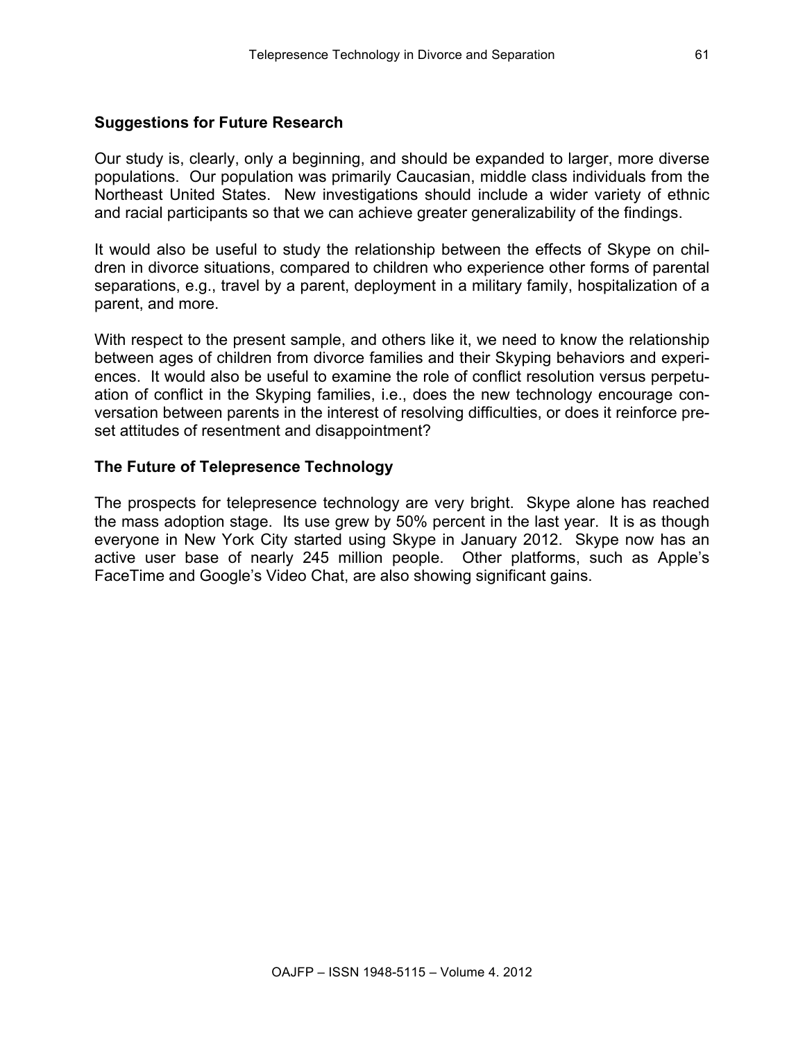**Suggestions for Future Research**

Our study is, clearly, only a beginning, and should be expanded to larger, more diverse populations. Our population was primarily Caucasian, middle class individuals from the Northeast United States. New investigations should include a wider variety of ethnic and racial participants so that we can achieve greater generalizability of the findings.

It would also be useful to study the relationship between the effects of Skype on children in divorce situations, compared to children who experience other forms of parental separations, e.g., travel by a parent, deployment in a military family, hospitalization of a parent, and more.

With respect to the present sample, and others like it, we need to know the relationship between ages of children from divorce families and their Skyping behaviors and experiences. It would also be useful to examine the role of conflict resolution versus perpetuation of conflict in the Skyping families, i.e., does the new technology encourage conversation between parents in the interest of resolving difficulties, or does it reinforce preset attitudes of resentment and disappointment?

**The Future of Telepresence Technology**

The prospects for telepresence technology are very bright. Skype alone has reached the mass adoption stage. Its use grew by 50% percent in the last year. It is as though everyone in New York City started using Skype in January 2012. Skype now has an active user base of nearly 245 million people. Other platforms, such as Apple's FaceTime and Google's Video Chat, are also showing significant gains.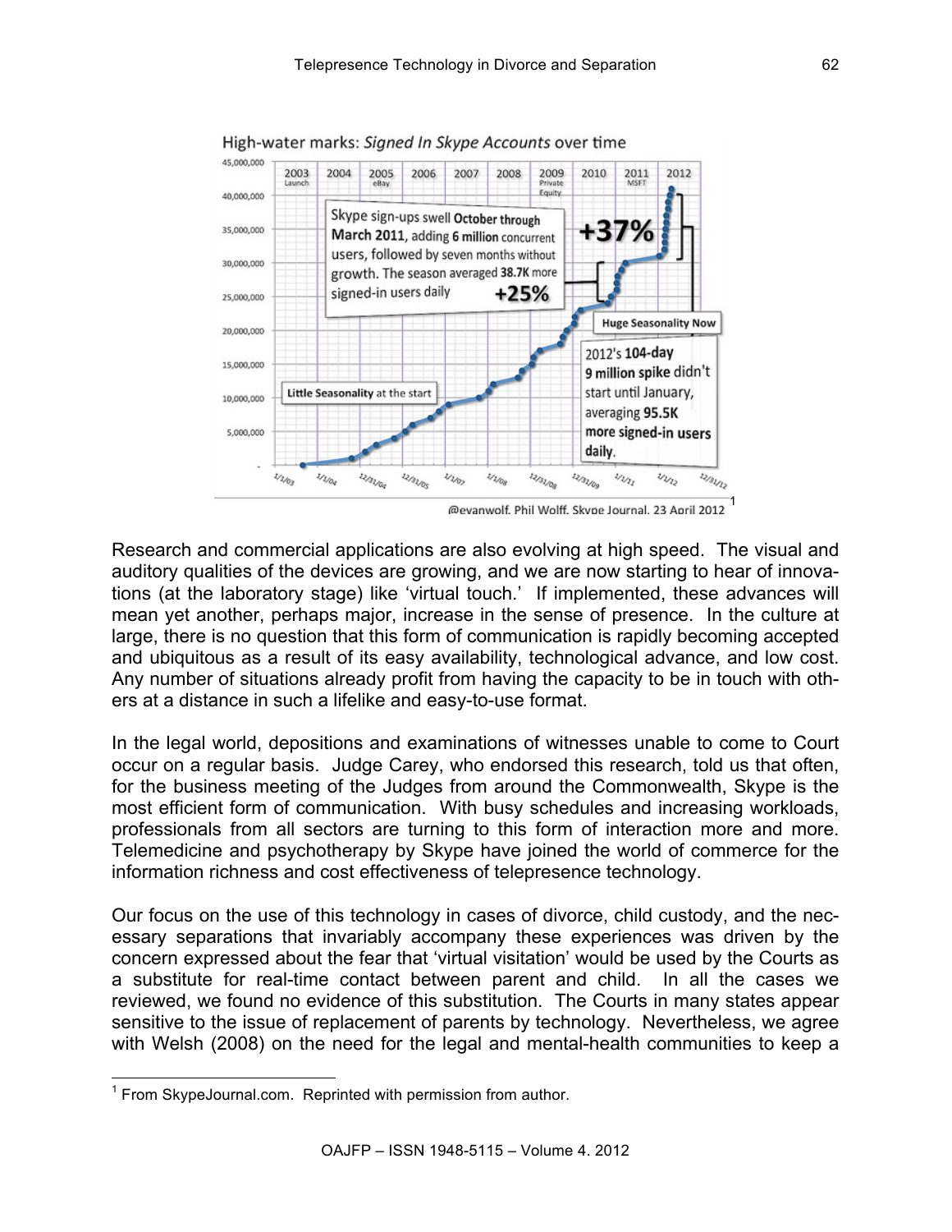High-water marks: *Signed In Skype Accounts* over time

@evanwolf. Phil Wolff. Skype Journal. 23 April 2012 [1]

Research and commercial applications are also evolving at high speed. The visual and auditory qualities of the devices are growing, and we are now starting to hear of innovations (at the laboratory stage) like 'virtual touch.' If implemented, these advances will mean yet another, perhaps major, increase in the sense of presence. In the culture at large, there is no question that this form of communication is rapidly becoming accepted and ubiquitous as a result of its easy availability, technological advance, and low cost. Any number of situations already profit from having the capacity to be in touch with others at a distance in such a lifelike and easy-to-use format.

In the legal world, depositions and examinations of witnesses unable to come to Court occur on a regular basis. Judge Carey, who endorsed this research, told us that often, for the business meeting of the Judges from around the Commonwealth, Skype is the most efficient form of communication. With busy schedules and increasing workloads, professionals from all sectors are turning to this form of interaction more and more. Telemedicine and psychotherapy by Skype have joined the world of commerce for the information richness and cost effectiveness of telepresence technology.

Our focus on the use of this technology in cases of divorce, child custody, and the necessary separations that invariably accompany these experiences was driven by the concern expressed about the fear that 'virtual visitation' would be used by the Courts as a substitute for real-time contact between parent and child. In all the cases we reviewed, we found no evidence of this substitution. The Courts in many states appear sensitive to the issue of replacement of parents by technology. Nevertheless, we agree with Welsh (2008) on the need for the legal and mental-health communities to keep a

[1] From SkypeJournal.com. Reprinted with permission from author.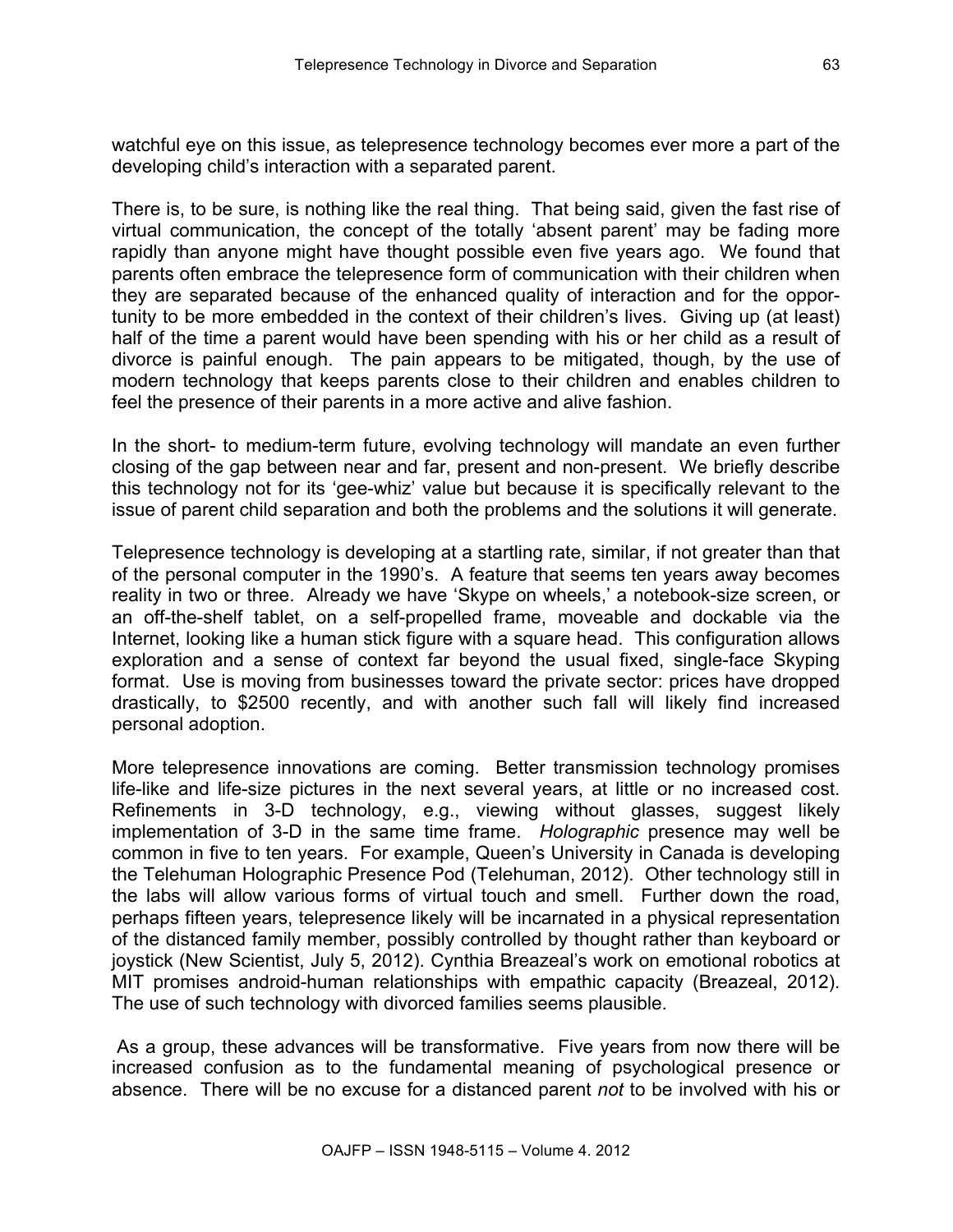watchful eye on this issue, as telepresence technology becomes ever more a part of the developing child's interaction with a separated parent.

There is, to be sure, is nothing like the real thing. That being said, given the fast rise of virtual communication, the concept of the totally 'absent parent' may be fading more rapidly than anyone might have thought possible even five years ago. We found that parents often embrace the telepresence form of communication with their children when they are separated because of the enhanced quality of interaction and for the opportunity to be more embedded in the context of their children's lives. Giving up (at least) half of the time a parent would have been spending with his or her child as a result of divorce is painful enough. The pain appears to be mitigated, though, by the use of modern technology that keeps parents close to their children and enables children to feel the presence of their parents in a more active and alive fashion.

In the short- to medium-term future, evolving technology will mandate an even further closing of the gap between near and far, present and non-present. We briefly describe this technology not for its 'gee-whiz' value but because it is specifically relevant to the issue of parent child separation and both the problems and the solutions it will generate.

Telepresence technology is developing at a startling rate, similar, if not greater than that of the personal computer in the 1990's. A feature that seems ten years away becomes reality in two or three. Already we have 'Skype on wheels,' a notebook-size screen, or an off-the-shelf tablet, on a self-propelled frame, moveable and dockable via the Internet, looking like a human stick figure with a square head. This configuration allows exploration and a sense of context far beyond the usual fixed, single-face Skyping format. Use is moving from businesses toward the private sector: prices have dropped drastically, to $2500 recently, and with another such fall will likely find increased personal adoption.

More telepresence innovations are coming. Better transmission technology promises life-like and life-size pictures in the next several years, at little or no increased cost. Refinements in 3-D technology, e.g., viewing without glasses, suggest likely implementation of 3-D in the same time frame. *Holographic* presence may well be common in five to ten years. For example, Queen's University in Canada is developing the Telehuman Holographic Presence Pod (Telehuman, 2012). Other technology still in the labs will allow various forms of virtual touch and smell. Further down the road, perhaps fifteen years, telepresence likely will be incarnated in a physical representation of the distanced family member, possibly controlled by thought rather than keyboard or joystick (New Scientist, July 5, 2012). Cynthia Breazeal's work on emotional robotics at MIT promises android-human relationships with empathic capacity (Breazeal, 2012). The use of such technology with divorced families seems plausible.

As a group, these advances will be transformative. Five years from now there will be increased confusion as to the fundamental meaning of psychological presence or absence. There will be no excuse for a distanced parent *not* to be involved with his or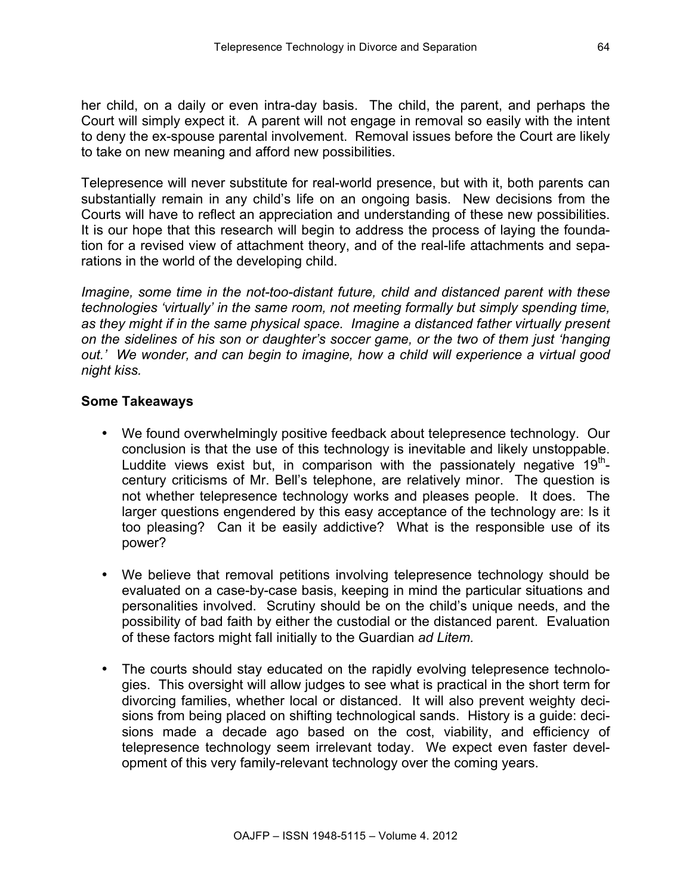her child, on a daily or even intra-day basis. The child, the parent, and perhaps the Court will simply expect it. A parent will not engage in removal so easily with the intent to deny the ex-spouse parental involvement. Removal issues before the Court are likely to take on new meaning and afford new possibilities.

Telepresence will never substitute for real-world presence, but with it, both parents can substantially remain in any child's life on an ongoing basis. New decisions from the Courts will have to reflect an appreciation and understanding of these new possibilities. It is our hope that this research will begin to address the process of laying the foundation for a revised view of attachment theory, and of the real-life attachments and separations in the world of the developing child.

*Imagine, some time in the not-too-distant future, child and distanced parent with these technologies 'virtually' in the same room, not meeting formally but simply spending time, as they might if in the same physical space. Imagine a distanced father virtually present on the sidelines of his son or daughter's soccer game, or the two of them just 'hanging out.' We wonder, and can begin to imagine, how a child will experience a virtual good night kiss.*

**Some Takeaways**

- We found overwhelmingly positive feedback about telepresence technology. Our conclusion is that the use of this technology is inevitable and likely unstoppable. Luddite views exist but, in comparison with the passionately negative 19th-century criticisms of Mr. Bell's telephone, are relatively minor. The question is not whether telepresence technology works and pleases people. It does. The larger questions engendered by this easy acceptance of the technology are: Is it too pleasing? Can it be easily addictive? What is the responsible use of its power?

- We believe that removal petitions involving telepresence technology should be evaluated on a case-by-case basis, keeping in mind the particular situations and personalities involved. Scrutiny should be on the child's unique needs, and the possibility of bad faith by either the custodial or the distanced parent. Evaluation of these factors might fall initially to the Guardian *ad Litem.*

- The courts should stay educated on the rapidly evolving telepresence technologies. This oversight will allow judges to see what is practical in the short term for divorcing families, whether local or distanced. It will also prevent weighty decisions from being placed on shifting technological sands. History is a guide: decisions made a decade ago based on the cost, viability, and efficiency of telepresence technology seem irrelevant today. We expect even faster development of this very family-relevant technology over the coming years.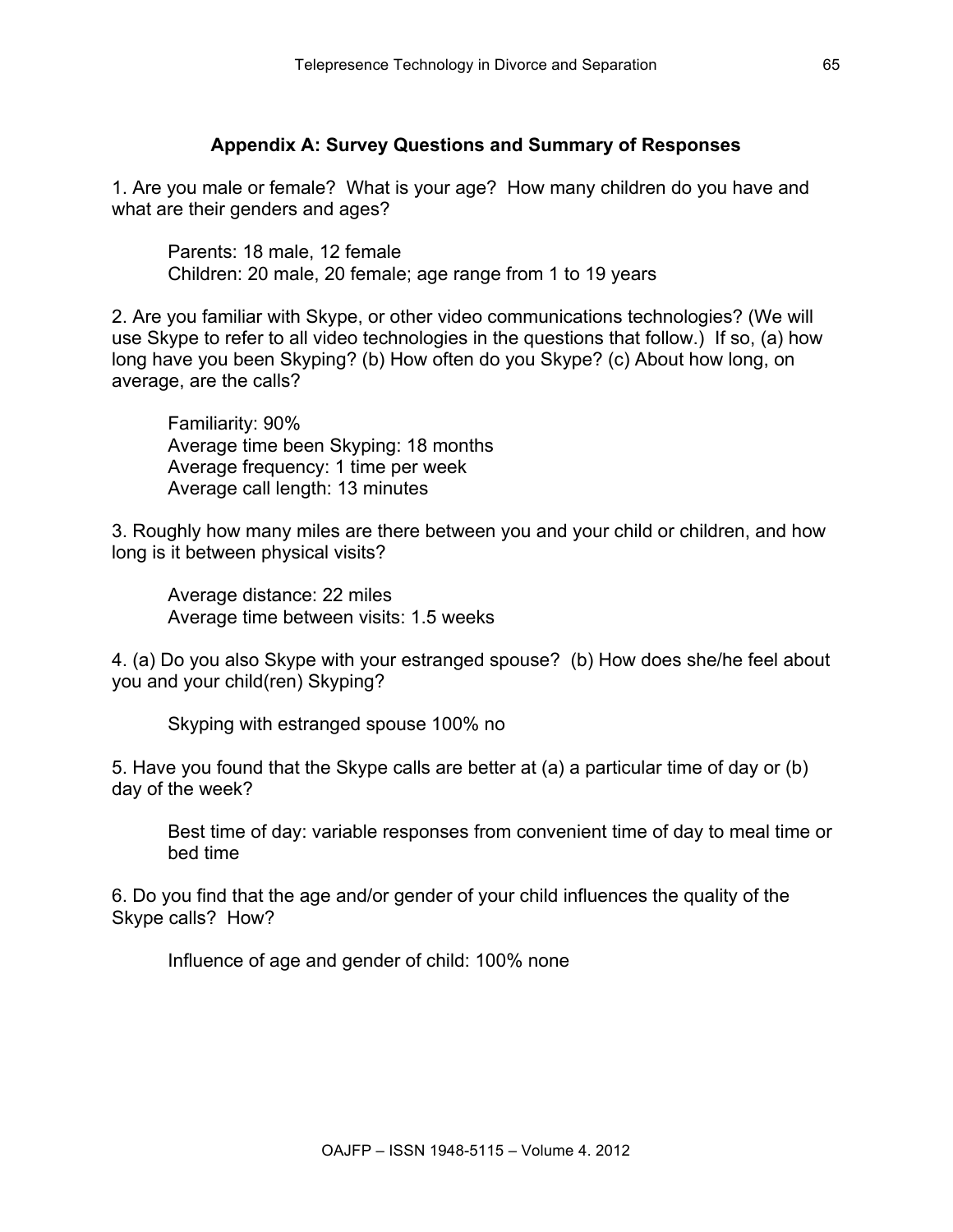## Appendix A: Survey Questions and Summary of Responses

1. Are you male or female? What is your age? How many children do you have and what are their genders and ages?

    Parents: 18 male, 12 female
    Children: 20 male, 20 female; age range from 1 to 19 years

2. Are you familiar with Skype, or other video communications technologies? (We will use Skype to refer to all video technologies in the questions that follow.) If so, (a) how long have you been Skyping? (b) How often do you Skype? (c) About how long, on average, are the calls?

    Familiarity: 90%
    Average time been Skyping: 18 months
    Average frequency: 1 time per week
    Average call length: 13 minutes

3. Roughly how many miles are there between you and your child or children, and how long is it between physical visits?

    Average distance: 22 miles
    Average time between visits: 1.5 weeks

4. (a) Do you also Skype with your estranged spouse? (b) How does she/he feel about you and your child(ren) Skyping?

    Skyping with estranged spouse 100% no

5. Have you found that the Skype calls are better at (a) a particular time of day or (b) day of the week?

    Best time of day: variable responses from convenient time of day to meal time or bed time

6. Do you find that the age and/or gender of your child influences the quality of the Skype calls? How?

    Influence of age and gender of child: 100% none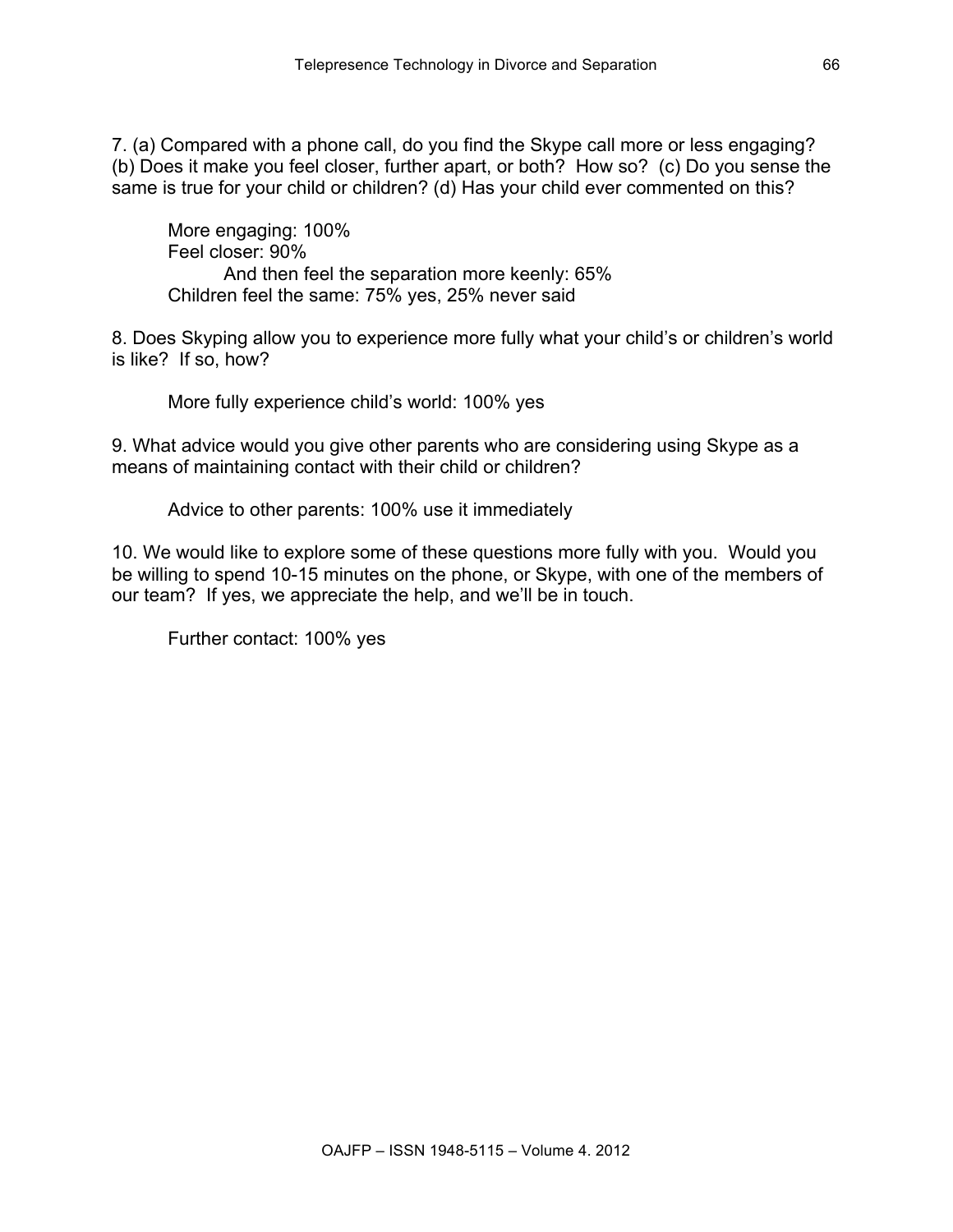7. (a) Compared with a phone call, do you find the Skype call more or less engaging? (b) Does it make you feel closer, further apart, or both? How so? (c) Do you sense the same is true for your child or children? (d) Has your child ever commented on this?

> More engaging: 100%
> Feel closer: 90%
>> And then feel the separation more keenly: 65%
>
> Children feel the same: 75% yes, 25% never said

8. Does Skyping allow you to experience more fully what your child's or children's world is like? If so, how?

> More fully experience child's world: 100% yes

9. What advice would you give other parents who are considering using Skype as a means of maintaining contact with their child or children?

> Advice to other parents: 100% use it immediately

10. We would like to explore some of these questions more fully with you. Would you be willing to spend 10-15 minutes on the phone, or Skype, with one of the members of our team? If yes, we appreciate the help, and we'll be in touch.

> Further contact: 100% yes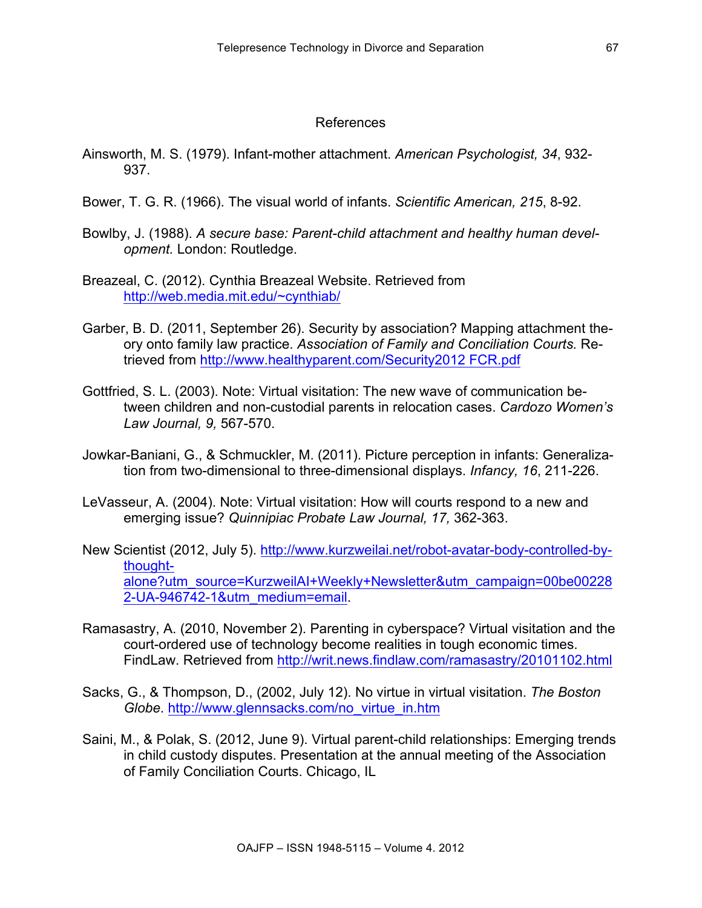## References

Ainsworth, M. S. (1979). Infant-mother attachment. *American Psychologist, 34*, 932-937.

Bower, T. G. R. (1966). The visual world of infants. *Scientific American, 215*, 8-92.

Bowlby, J. (1988). *A secure base: Parent-child attachment and healthy human development.* London: Routledge.

Breazeal, C. (2012). Cynthia Breazeal Website. Retrieved from http://web.media.mit.edu/~cynthiab/

Garber, B. D. (2011, September 26). Security by association? Mapping attachment theory onto family law practice. *Association of Family and Conciliation Courts.* Retrieved from http://www.healthyparent.com/Security2012 FCR.pdf

Gottfried, S. L. (2003). Note: Virtual visitation: The new wave of communication between children and non-custodial parents in relocation cases. *Cardozo Women's Law Journal, 9,* 567-570.

Jowkar-Baniani, G., & Schmuckler, M. (2011). Picture perception in infants: Generalization from two-dimensional to three-dimensional displays. *Infancy, 16*, 211-226.

LeVasseur, A. (2004). Note: Virtual visitation: How will courts respond to a new and emerging issue? *Quinnipiac Probate Law Journal, 17,* 362-363.

New Scientist (2012, July 5). http://www.kurzweilai.net/robot-avatar-body-controlled-by-thought-alone?utm_source=KurzweilAI+Weekly+Newsletter&utm_campaign=00be002282-UA-946742-1&utm_medium=email.

Ramasastry, A. (2010, November 2). Parenting in cyberspace? Virtual visitation and the court-ordered use of technology become realities in tough economic times. FindLaw. Retrieved from http://writ.news.findlaw.com/ramasastry/20101102.html

Sacks, G., & Thompson, D., (2002, July 12). No virtue in virtual visitation. *The Boston Globe*. http://www.glennsacks.com/no_virtue_in.htm

Saini, M., & Polak, S. (2012, June 9). Virtual parent-child relationships: Emerging trends in child custody disputes. Presentation at the annual meeting of the Association of Family Conciliation Courts. Chicago, IL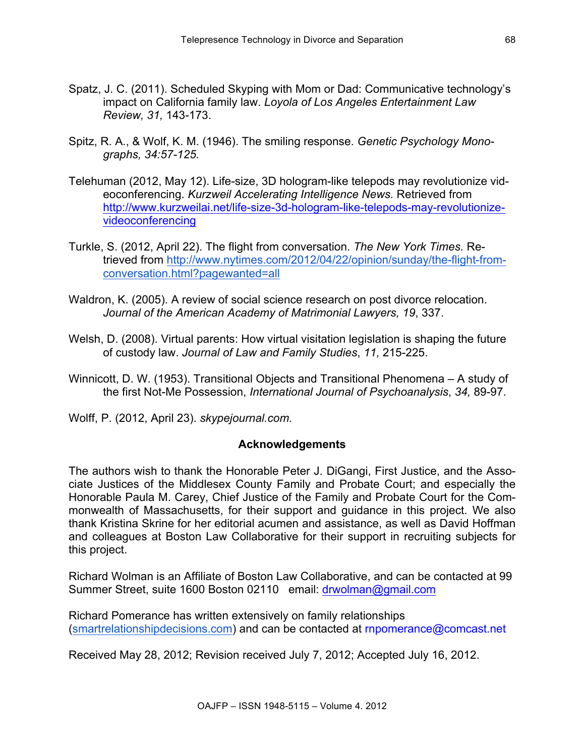Spatz, J. C. (2011). Scheduled Skyping with Mom or Dad: Communicative technology's impact on California family law. *Loyola of Los Angeles Entertainment Law Review, 31,* 143-173.

Spitz, R. A., & Wolf, K. M. (1946). The smiling response. *Genetic Psychology Monographs, 34:57-125.*

Telehuman (2012, May 12). Life-size, 3D hologram-like telepods may revolutionize videoconferencing. *Kurzweil Accelerating Intelligence News.* Retrieved from http://www.kurzweilai.net/life-size-3d-hologram-like-telepods-may-revolutionize-videoconferencing

Turkle, S. (2012, April 22). The flight from conversation. *The New York Times.* Retrieved from http://www.nytimes.com/2012/04/22/opinion/sunday/the-flight-from-conversation.html?pagewanted=all

Waldron, K. (2005). A review of social science research on post divorce relocation. *Journal of the American Academy of Matrimonial Lawyers, 19*, 337.

Welsh, D. (2008). Virtual parents: How virtual visitation legislation is shaping the future of custody law. *Journal of Law and Family Studies*, *11,* 215-225.

Winnicott, D. W. (1953). Transitional Objects and Transitional Phenomena – A study of the first Not-Me Possession, *International Journal of Psychoanalysis*, *34,* 89-97.

Wolff, P. (2012, April 23). *skypejournal.com.*

## Acknowledgements

The authors wish to thank the Honorable Peter J. DiGangi, First Justice, and the Associate Justices of the Middlesex County Family and Probate Court; and especially the Honorable Paula M. Carey, Chief Justice of the Family and Probate Court for the Commonwealth of Massachusetts, for their support and guidance in this project. We also thank Kristina Skrine for her editorial acumen and assistance, as well as David Hoffman and colleagues at Boston Law Collaborative for their support in recruiting subjects for this project.

Richard Wolman is an Affiliate of Boston Law Collaborative, and can be contacted at 99 Summer Street, suite 1600 Boston 02110 email: drwolman@gmail.com

Richard Pomerance has written extensively on family relationships (smartrelationshipdecisions.com) and can be contacted at rnpomerance@comcast.net

Received May 28, 2012; Revision received July 7, 2012; Accepted July 16, 2012.